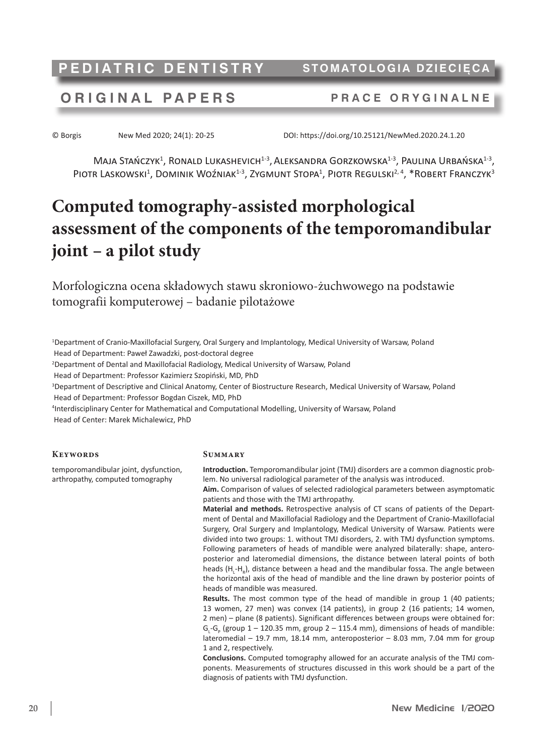PEDIATRIC DENTISTRY — STOMATOLOGIA DZIECIĘCA

ORIGINAL PAPERS — PRACE ORYGINALNE

© Borgis New Med 2020; 24(1): 20-25 DOI: https://doi.org/10.25121/NewMed.2020.24.1.20

Maja Stańczyk[1], Ronald Lukashevich[1-3], Aleksandra Gorzkowska[1-3], Paulina Urbańska[1-3], Piotr Laskowski[1], Dominik Woźniak[1-3], Zygmunt Stopa[1], Piotr Regulski[2, 4], *Robert Franczyk[3]

# Computed tomography-assisted morphological assessment of the components of the temporomandibular joint – a pilot study

Morfologiczna ocena składowych stawu skroniowo-żuchwowego na podstawie tomografii komputerowej – badanie pilotażowe

[1]Department of Cranio-Maxillofacial Surgery, Oral Surgery and Implantology, Medical University of Warsaw, Poland
Head of Department: Paweł Zawadzki, post-doctoral degree

[2]Department of Dental and Maxillofacial Radiology, Medical University of Warsaw, Poland
Head of Department: Professor Kazimierz Szopiński, MD, PhD

[3]Department of Descriptive and Clinical Anatomy, Center of Biostructure Research, Medical University of Warsaw, Poland
Head of Department: Professor Bogdan Ciszek, MD, PhD

[4]Interdisciplinary Center for Mathematical and Computational Modelling, University of Warsaw, Poland
Head of Center: Marek Michalewicz, PhD

## Keywords

temporomandibular joint, dysfunction, arthropathy, computed tomography

## Summary

**Introduction.** Temporomandibular joint (TMJ) disorders are a common diagnostic problem. No universal radiological parameter of the analysis was introduced.

**Aim.** Comparison of values of selected radiological parameters between asymptomatic patients and those with the TMJ arthropathy.

**Material and methods.** Retrospective analysis of CT scans of patients of the Department of Dental and Maxillofacial Radiology and the Department of Cranio-Maxillofacial Surgery, Oral Surgery and Implantology, Medical University of Warsaw. Patients were divided into two groups: 1. without TMJ disorders, 2. with TMJ dysfunction symptoms. Following parameters of heads of mandible were analyzed bilaterally: shape, anteroposterior and lateromedial dimensions, the distance between lateral points of both heads ($H_L$-$H_R$), distance between a head and the mandibular fossa. The angle between the horizontal axis of the head of mandible and the line drawn by posterior points of heads of mandible was measured.

**Results.** The most common type of the head of mandible in group 1 (40 patients; 13 women, 27 men) was convex (14 patients), in group 2 (16 patients; 14 women, 2 men) – plane (8 patients). Significant differences between groups were obtained for: $G_L$-$G_P$ (group 1 – 120.35 mm, group 2 – 115.4 mm), dimensions of heads of mandible: lateromedial – 19.7 mm, 18.14 mm, anteroposterior – 8.03 mm, 7.04 mm for group 1 and 2, respectively.

**Conclusions.** Computed tomography allowed for an accurate analysis of the TMJ components. Measurements of structures discussed in this work should be a part of the diagnosis of patients with TMJ dysfunction.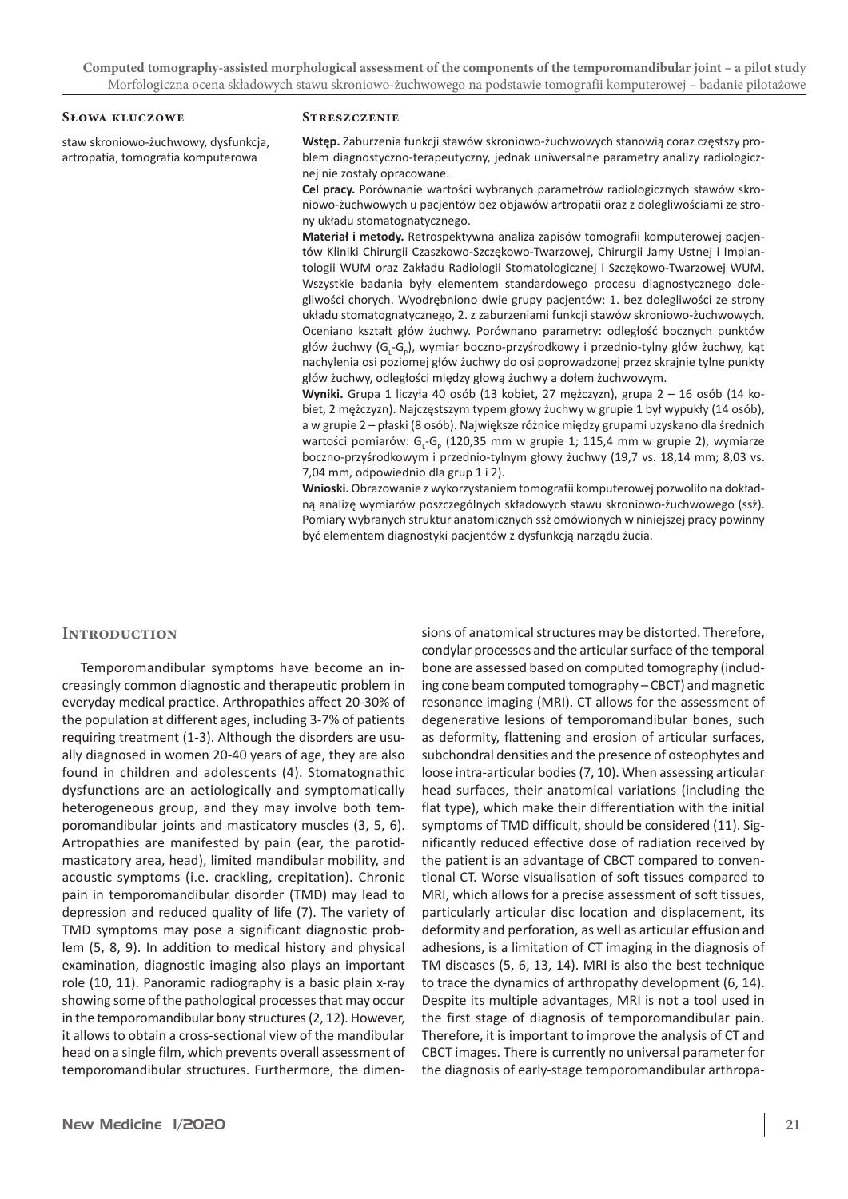## Słowa kluczowe

staw skroniowo-żuchwowy, dysfunkcja, artropatia, tomografia komputerowa

## Streszczenie

**Wstęp.** Zaburzenia funkcji stawów skroniowo-żuchwowych stanowią coraz częstszy problem diagnostyczno-terapeutyczny, jednak uniwersalne parametry analizy radiologicznej nie zostały opracowane.

**Cel pracy.** Porównanie wartości wybranych parametrów radiologicznych stawów skroniowo-żuchwowych u pacjentów bez objawów artropatii oraz z dolegliwościami ze strony układu stomatognatycznego.

**Materiał i metody.** Retrospektywna analiza zapisów tomografii komputerowej pacjentów Kliniki Chirurgii Czaszkowo-Szczękowo-Twarzowej, Chirurgii Jamy Ustnej i Implantologii WUM oraz Zakładu Radiologii Stomatologicznej i Szczękowo-Twarzowej WUM. Wszystkie badania były elementem standardowego procesu diagnostycznego dolegliwości chorych. Wyodrębniono dwie grupy pacjentów: 1. bez dolegliwości ze strony układu stomatognatycznego, 2. z zaburzeniami funkcji stawów skroniowo-żuchwowych. Oceniano kształt głów żuchwy. Porównano parametry: odległość bocznych punktów głów żuchwy ($G_L$-$G_P$), wymiar boczno-przyśrodkowy i przednio-tylny głów żuchwy, kąt nachylenia osi poziomej głów żuchwy do osi poprowadzonej przez skrajnie tylne punkty głów żuchwy, odległości między głową żuchwy a dołem żuchwowym.

**Wyniki.** Grupa 1 liczyła 40 osób (13 kobiet, 27 mężczyzn), grupa 2 – 16 osób (14 kobiet, 2 mężczyzn). Najczęstszym typem głowy żuchwy w grupie 1 był wypukły (14 osób), a w grupie 2 – płaski (8 osób). Największe różnice między grupami uzyskano dla średnich wartości pomiarów: $G_L$-$G_P$ (120,35 mm w grupie 1; 115,4 mm w grupie 2), wymiarze boczno-przyśrodkowym i przednio-tylnym głowy żuchwy (19,7 vs. 18,14 mm; 8,03 vs. 7,04 mm, odpowiednio dla grup 1 i 2).

**Wnioski.** Obrazowanie z wykorzystaniem tomografii komputerowej pozwoliło na dokładną analizę wymiarów poszczególnych składowych stawu skroniowo-żuchwowego (ssż). Pomiary wybranych struktur anatomicznych ssż omówionych w niniejszej pracy powinny być elementem diagnostyki pacjentów z dysfunkcją narządu żucia.

## Introduction

Temporomandibular symptoms have become an increasingly common diagnostic and therapeutic problem in everyday medical practice. Arthropathies affect 20-30% of the population at different ages, including 3-7% of patients requiring treatment (1-3). Although the disorders are usually diagnosed in women 20-40 years of age, they are also found in children and adolescents (4). Stomatognathic dysfunctions are an aetiologically and symptomatically heterogeneous group, and they may involve both temporomandibular joints and masticatory muscles (3, 5, 6). Artropathies are manifested by pain (ear, the parotid-masticatory area, head), limited mandibular mobility, and acoustic symptoms (i.e. crackling, crepitation). Chronic pain in temporomandibular disorder (TMD) may lead to depression and reduced quality of life (7). The variety of TMD symptoms may pose a significant diagnostic problem (5, 8, 9). In addition to medical history and physical examination, diagnostic imaging also plays an important role (10, 11). Panoramic radiography is a basic plain x-ray showing some of the pathological processes that may occur in the temporomandibular bony structures (2, 12). However, it allows to obtain a cross-sectional view of the mandibular head on a single film, which prevents overall assessment of temporomandibular structures. Furthermore, the dimensions of anatomical structures may be distorted. Therefore, condylar processes and the articular surface of the temporal bone are assessed based on computed tomography (including cone beam computed tomography – CBCT) and magnetic resonance imaging (MRI). CT allows for the assessment of degenerative lesions of temporomandibular bones, such as deformity, flattening and erosion of articular surfaces, subchondral densities and the presence of osteophytes and loose intra-articular bodies (7, 10). When assessing articular head surfaces, their anatomical variations (including the flat type), which make their differentiation with the initial symptoms of TMD difficult, should be considered (11). Significantly reduced effective dose of radiation received by the patient is an advantage of CBCT compared to conventional CT. Worse visualisation of soft tissues compared to MRI, which allows for a precise assessment of soft tissues, particularly articular disc location and displacement, its deformity and perforation, as well as articular effusion and adhesions, is a limitation of CT imaging in the diagnosis of TM diseases (5, 6, 13, 14). MRI is also the best technique to trace the dynamics of arthropathy development (6, 14). Despite its multiple advantages, MRI is not a tool used in the first stage of diagnosis of temporomandibular pain. Therefore, it is important to improve the analysis of CT and CBCT images. There is currently no universal parameter for the diagnosis of early-stage temporomandibular arthropa-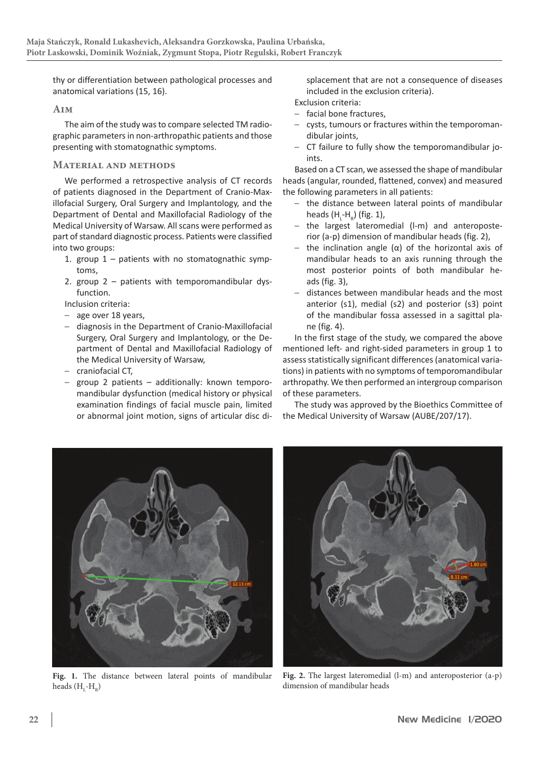thy or differentiation between pathological processes and anatomical variations (15, 16).

## Aim

The aim of the study was to compare selected TM radiographic parameters in non-arthropathic patients and those presenting with stomatognathic symptoms.

## Material and methods

We performed a retrospective analysis of CT records of patients diagnosed in the Department of Cranio-Maxillofacial Surgery, Oral Surgery and Implantology, and the Department of Dental and Maxillofacial Radiology of the Medical University of Warsaw. All scans were performed as part of standard diagnostic process. Patients were classified into two groups:

1. group 1 – patients with no stomatognathic symptoms,
2. group 2 – patients with temporomandibular dysfunction.

Inclusion criteria:

- age over 18 years,
- diagnosis in the Department of Cranio-Maxillofacial Surgery, Oral Surgery and Implantology, or the Department of Dental and Maxillofacial Radiology of the Medical University of Warsaw,
- craniofacial CT,
- group 2 patients – additionally: known temporomandibular dysfunction (medical history or physical examination findings of facial muscle pain, limited or abnormal joint motion, signs of articular disc displacement that are not a consequence of diseases included in the exclusion criteria).

Exclusion criteria:

- facial bone fractures,
- cysts, tumours or fractures within the temporomandibular joints,
- CT failure to fully show the temporomandibular joints.

Based on a CT scan, we assessed the shape of mandibular heads (angular, rounded, flattened, convex) and measured the following parameters in all patients:

- the distance between lateral points of mandibular heads ($H_L$-$H_R$) (fig. 1),
- the largest lateromedial (l-m) and anteroposterior (a-p) dimension of mandibular heads (fig. 2),
- the inclination angle ($\alpha$) of the horizontal axis of mandibular heads to an axis running through the most posterior points of both mandibular heads (fig. 3),
- distances between mandibular heads and the most anterior (s1), medial (s2) and posterior (s3) point of the mandibular fossa assessed in a sagittal plane (fig. 4).

In the first stage of the study, we compared the above mentioned left- and right-sided parameters in group 1 to assess statistically significant differences (anatomical variations) in patients with no symptoms of temporomandibular arthropathy. We then performed an intergroup comparison of these parameters.

The study was approved by the Bioethics Committee of the Medical University of Warsaw (AUBE/207/17).

**Fig. 1.** The distance between lateral points of mandibular heads ($H_L$-$H_R$)

**Fig. 2.** The largest lateromedial (l-m) and anteroposterior (a-p) dimension of mandibular heads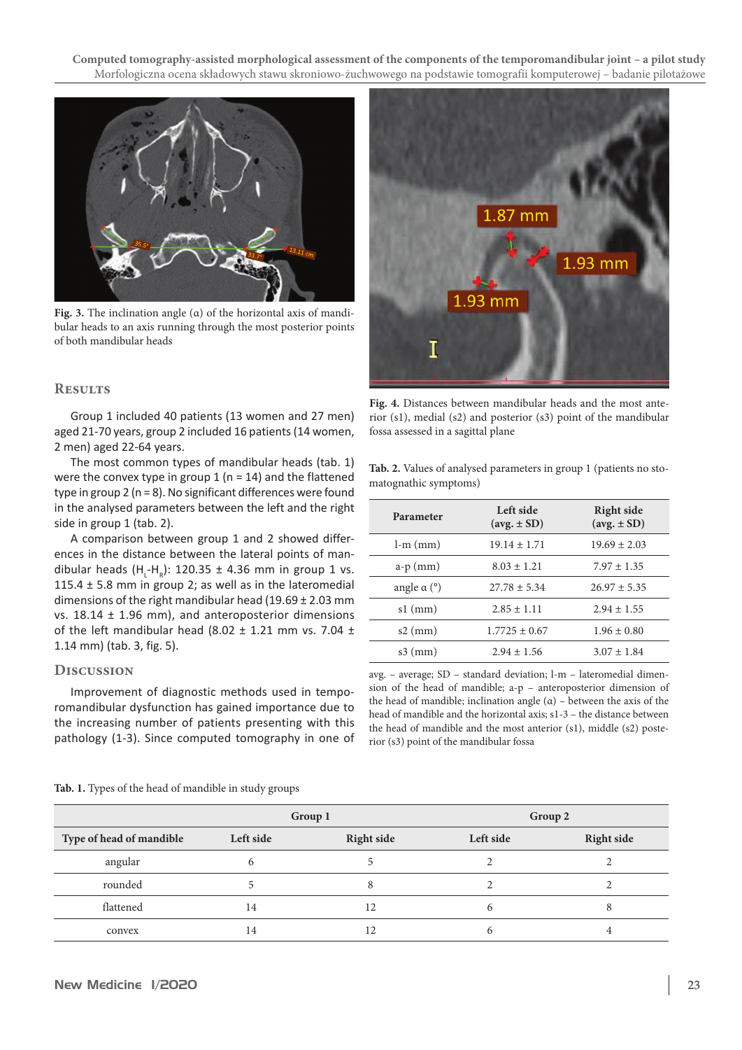Fig. 3. The inclination angle (α) of the horizontal axis of mandibular heads to an axis running through the most posterior points of both mandibular heads

Fig. 4. Distances between mandibular heads and the most anterior (s1), medial (s2) and posterior (s3) point of the mandibular fossa assessed in a sagittal plane

## Results

Group 1 included 40 patients (13 women and 27 men) aged 21-70 years, group 2 included 16 patients (14 women, 2 men) aged 22-64 years.

The most common types of mandibular heads (tab. 1) were the convex type in group 1 (n = 14) and the flattened type in group 2 (n = 8). No significant differences were found in the analysed parameters between the left and the right side in group 1 (tab. 2).

A comparison between group 1 and 2 showed differences in the distance between the lateral points of mandibular heads ($H_L$-$H_R$): 120.35 ± 4.36 mm in group 1 vs. 115.4 ± 5.8 mm in group 2; as well as in the lateromedial dimensions of the right mandibular head (19.69 ± 2.03 mm vs. 18.14 ± 1.96 mm), and anteroposterior dimensions of the left mandibular head (8.02 ± 1.21 mm vs. 7.04 ± 1.14 mm) (tab. 3, fig. 5).

Tab. 2. Values of analysed parameters in group 1 (patients no stomatognathic symptoms)

| Parameter | Left side (avg. ± SD) | Right side (avg. ± SD) |
|---|---|---|
| l-m (mm) | 19.14 ± 1.71 | 19.69 ± 2.03 |
| a-p (mm) | 8.03 ± 1.21 | 7.97 ± 1.35 |
| angle α (°) | 27.78 ± 5.34 | 26.97 ± 5.35 |
| s1 (mm) | 2.85 ± 1.11 | 2.94 ± 1.55 |
| s2 (mm) | 1.7725 ± 0.67 | 1.96 ± 0.80 |
| s3 (mm) | 2.94 ± 1.56 | 3.07 ± 1.84 |

avg. – average; SD – standard deviation; l-m – lateromedial dimension of the head of mandible; a-p – anteroposterior dimension of the head of mandible; inclination angle (α) – between the axis of the head of mandible and the horizontal axis; s1-3 – the distance between the head of mandible and the most anterior (s1), middle (s2) posterior (s3) point of the mandibular fossa

## Discussion

Improvement of diagnostic methods used in temporomandibular dysfunction has gained importance due to the increasing number of patients presenting with this pathology (1-3). Since computed tomography in one of

Tab. 1. Types of the head of mandible in study groups

| | Group 1 | | Group 2 | |
|---|---|---|---|---|
| Type of head of mandible | Left side | Right side | Left side | Right side |
| angular | 6 | 5 | 2 | 2 |
| rounded | 5 | 8 | 2 | 2 |
| flattened | 14 | 12 | 6 | 8 |
| convex | 14 | 12 | 6 | 4 |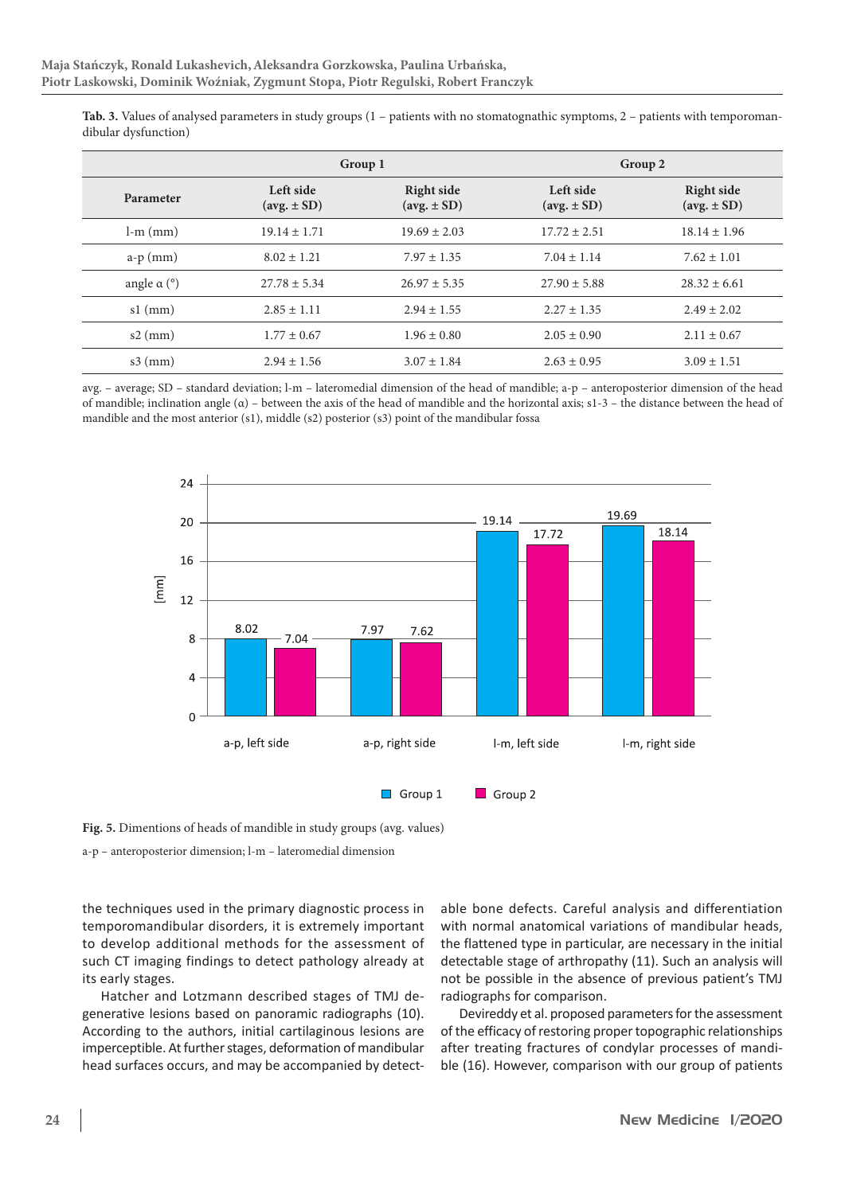**Tab. 3.** Values of analysed parameters in study groups (1 – patients with no stomatognathic symptoms, 2 – patients with temporomandibular dysfunction)

| Parameter | Group 1 | | Group 2 | |
|---|---|---|---|---|
| | Left side (avg. ± SD) | Right side (avg. ± SD) | Left side (avg. ± SD) | Right side (avg. ± SD) |
| l-m (mm) | 19.14 ± 1.71 | 19.69 ± 2.03 | 17.72 ± 2.51 | 18.14 ± 1.96 |
| a-p (mm) | 8.02 ± 1.21 | 7.97 ± 1.35 | 7.04 ± 1.14 | 7.62 ± 1.01 |
| angle α (°) | 27.78 ± 5.34 | 26.97 ± 5.35 | 27.90 ± 5.88 | 28.32 ± 6.61 |
| s1 (mm) | 2.85 ± 1.11 | 2.94 ± 1.55 | 2.27 ± 1.35 | 2.49 ± 2.02 |
| s2 (mm) | 1.77 ± 0.67 | 1.96 ± 0.80 | 2.05 ± 0.90 | 2.11 ± 0.67 |
| s3 (mm) | 2.94 ± 1.56 | 3.07 ± 1.84 | 2.63 ± 0.95 | 3.09 ± 1.51 |

avg. – average; SD – standard deviation; l-m – lateromedial dimension of the head of mandible; a-p – anteroposterior dimension of the head of mandible; inclination angle (α) – between the axis of the head of mandible and the horizontal axis; s1-3 – the distance between the head of mandible and the most anterior (s1), middle (s2) posterior (s3) point of the mandibular fossa

**Fig. 5.** Dimentions of heads of mandible in study groups (avg. values)

a-p – anteroposterior dimension; l-m – lateromedial dimension

the techniques used in the primary diagnostic process in temporomandibular disorders, it is extremely important to develop additional methods for the assessment of such CT imaging findings to detect pathology already at its early stages.

Hatcher and Lotzmann described stages of TMJ degenerative lesions based on panoramic radiographs (10). According to the authors, initial cartilaginous lesions are imperceptible. At further stages, deformation of mandibular head surfaces occurs, and may be accompanied by detectable bone defects. Careful analysis and differentiation with normal anatomical variations of mandibular heads, the flattened type in particular, are necessary in the initial detectable stage of arthropathy (11). Such an analysis will not be possible in the absence of previous patient's TMJ radiographs for comparison.

Devireddy et al. proposed parameters for the assessment of the efficacy of restoring proper topographic relationships after treating fractures of condylar processes of mandible (16). However, comparison with our group of patients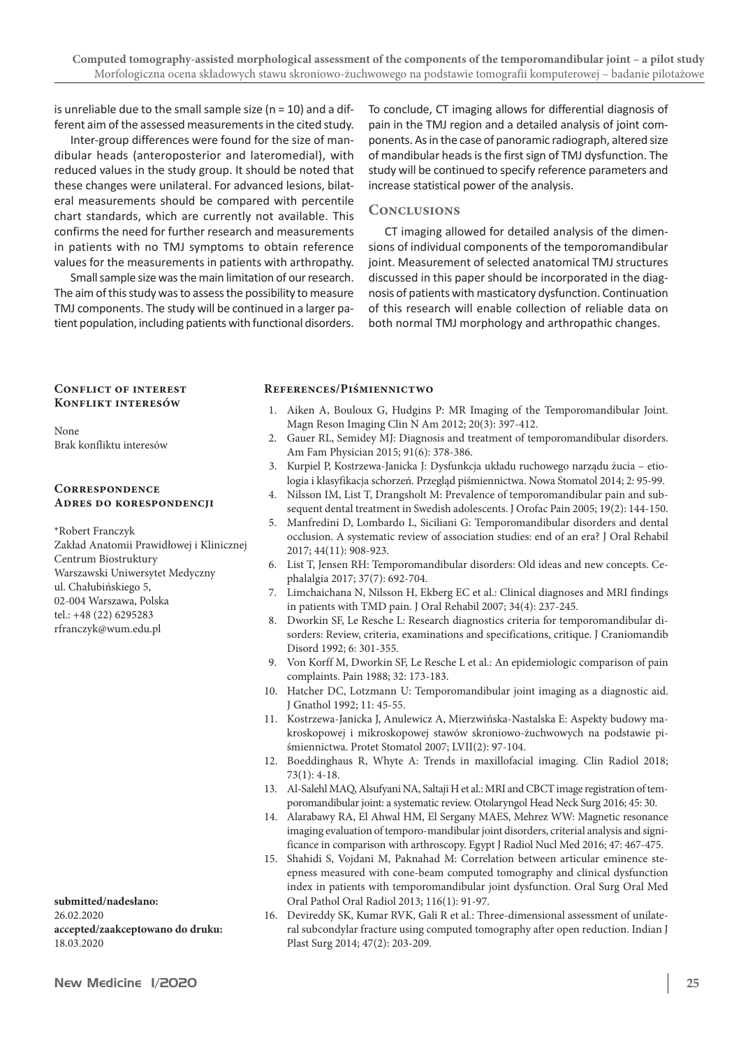is unreliable due to the small sample size (n = 10) and a different aim of the assessed measurements in the cited study.

Inter-group differences were found for the size of mandibular heads (anteroposterior and lateromedial), with reduced values in the study group. It should be noted that these changes were unilateral. For advanced lesions, bilateral measurements should be compared with percentile chart standards, which are currently not available. This confirms the need for further research and measurements in patients with no TMJ symptoms to obtain reference values for the measurements in patients with arthropathy.

Small sample size was the main limitation of our research. The aim of this study was to assess the possibility to measure TMJ components. The study will be continued in a larger patient population, including patients with functional disorders. To conclude, CT imaging allows for differential diagnosis of pain in the TMJ region and a detailed analysis of joint components. As in the case of panoramic radiograph, altered size of mandibular heads is the first sign of TMJ dysfunction. The study will be continued to specify reference parameters and increase statistical power of the analysis.

## Conclusions

CT imaging allowed for detailed analysis of the dimensions of individual components of the temporomandibular joint. Measurement of selected anatomical TMJ structures discussed in this paper should be incorporated in the diagnosis of patients with masticatory dysfunction. Continuation of this research will enable collection of reliable data on both normal TMJ morphology and arthropathic changes.

#### Conflict of interest
#### Konflikt interesów

None
Brak konfliktu interesów

#### Correspondence
#### Adres do korespondencji

*Robert Franczyk
Zakład Anatomii Prawidłowej i Klinicznej
Centrum Biostruktury
Warszawski Uniwersytet Medyczny
ul. Chałubińskiego 5,
02-004 Warszawa, Polska
tel.: +48 (22) 6295283
rfranczyk@wum.edu.pl

**submitted/nadesłano:**
26.02.2020
**accepted/zaakceptowano do druku:**
18.03.2020

#### References/Piśmiennictwo

1. Aiken A, Bouloux G, Hudgins P: MR Imaging of the Temporomandibular Joint. Magn Reson Imaging Clin N Am 2012; 20(3): 397-412.
2. Gauer RL, Semidey MJ: Diagnosis and treatment of temporomandibular disorders. Am Fam Physician 2015; 91(6): 378-386.
3. Kurpiel P, Kostrzewa-Janicka J: Dysfunkcja układu ruchowego narządu żucia – etiologia i klasyfikacja schorzeń. Przegląd piśmiennictwa. Nowa Stomatol 2014; 2: 95-99.
4. Nilsson IM, List T, Drangsholt M: Prevalence of temporomandibular pain and subsequent dental treatment in Swedish adolescents. J Orofac Pain 2005; 19(2): 144-150.
5. Manfredini D, Lombardo L, Siciliani G: Temporomandibular disorders and dental occlusion. A systematic review of association studies: end of an era? J Oral Rehabil 2017; 44(11): 908-923.
6. List T, Jensen RH: Temporomandibular disorders: Old ideas and new concepts. Cephalalgia 2017; 37(7): 692-704.
7. Limchaichana N, Nilsson H, Ekberg EC et al.: Clinical diagnoses and MRI findings in patients with TMD pain. J Oral Rehabil 2007; 34(4): 237-245.
8. Dworkin SF, Le Resche L: Research diagnostics criteria for temporomandibular disorders: Review, criteria, examinations and specifications, critique. J Craniomandib Disord 1992; 6: 301-355.
9. Von Korff M, Dworkin SF, Le Resche L et al.: An epidemiologic comparison of pain complaints. Pain 1988; 32: 173-183.
10. Hatcher DC, Lotzmann U: Temporomandibular joint imaging as a diagnostic aid. J Gnathol 1992; 11: 45-55.
11. Kostrzewa-Janicka J, Anulewicz A, Mierzwińska-Nastalska E: Aspekty budowy makroskopowej i mikroskopowej stawów skroniowo-żuchwowych na podstawie piśmiennictwa. Protet Stomatol 2007; LVII(2): 97-104.
12. Boeddinghaus R, Whyte A: Trends in maxillofacial imaging. Clin Radiol 2018; 73(1): 4-18.
13. Al-Salehl MAQ, Alsufyani NA, Saltaji H et al.: MRI and CBCT image registration of temporomandibular joint: a systematic review. Otolaryngol Head Neck Surg 2016; 45: 30.
14. Alarabawy RA, El Ahwal HM, El Sergany MAES, Mehrez WW: Magnetic resonance imaging evaluation of temporo-mandibular joint disorders, criterial analysis and significance in comparison with arthroscopy. Egypt J Radiol Nucl Med 2016; 47: 467-475.
15. Shahidi S, Vojdani M, Paknahad M: Correlation between articular eminence steepness measured with cone-beam computed tomography and clinical dysfunction index in patients with temporomandibular joint dysfunction. Oral Surg Oral Med Oral Pathol Oral Radiol 2013; 116(1): 91-97.
16. Devireddy SK, Kumar RVK, Gali R et al.: Three-dimensional assessment of unilateral subcondylar fracture using computed tomography after open reduction. Indian J Plast Surg 2014; 47(2): 203-209.